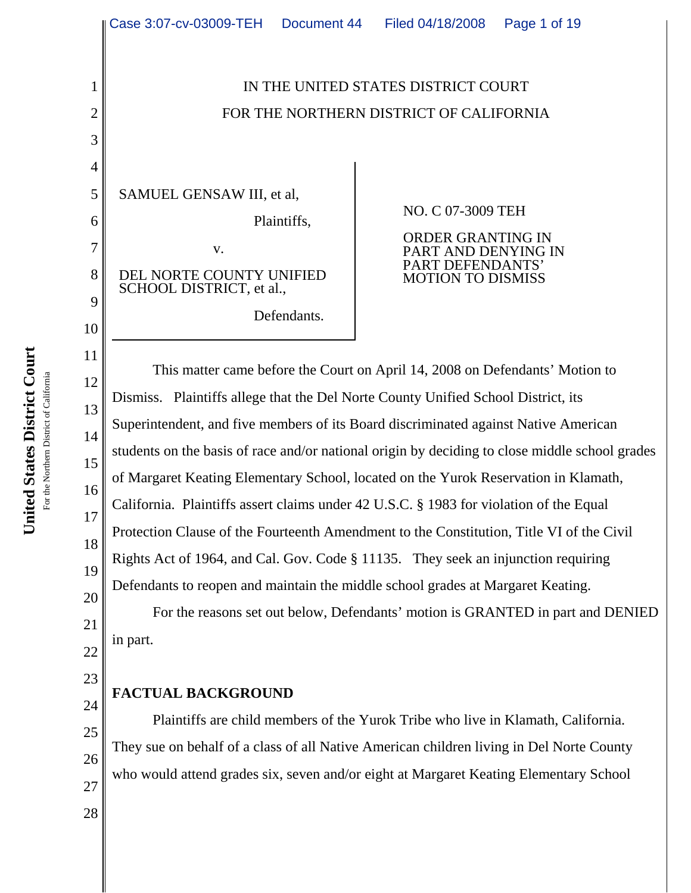IN THE UNITED STATES DISTRICT COURT
FOR THE NORTHERN DISTRICT OF CALIFORNIA

| | |
|---|---|
| SAMUEL GENSAW III, et al, Plaintiffs, v. DEL NORTE COUNTY UNIFIED SCHOOL DISTRICT, et al., Defendants. | NO. C 07-3009 TEH ORDER GRANTING IN PART AND DENYING IN PART DEFENDANTS' MOTION TO DISMISS |

This matter came before the Court on April 14, 2008 on Defendants' Motion to Dismiss. Plaintiffs allege that the Del Norte County Unified School District, its Superintendent, and five members of its Board discriminated against Native American students on the basis of race and/or national origin by deciding to close middle school grades of Margaret Keating Elementary School, located on the Yurok Reservation in Klamath, California. Plaintiffs assert claims under 42 U.S.C. § 1983 for violation of the Equal Protection Clause of the Fourteenth Amendment to the Constitution, Title VI of the Civil Rights Act of 1964, and Cal. Gov. Code § 11135. They seek an injunction requiring Defendants to reopen and maintain the middle school grades at Margaret Keating.

For the reasons set out below, Defendants' motion is GRANTED in part and DENIED in part.

**FACTUAL BACKGROUND**

Plaintiffs are child members of the Yurok Tribe who live in Klamath, California. They sue on behalf of a class of all Native American children living in Del Norte County who would attend grades six, seven and/or eight at Margaret Keating Elementary School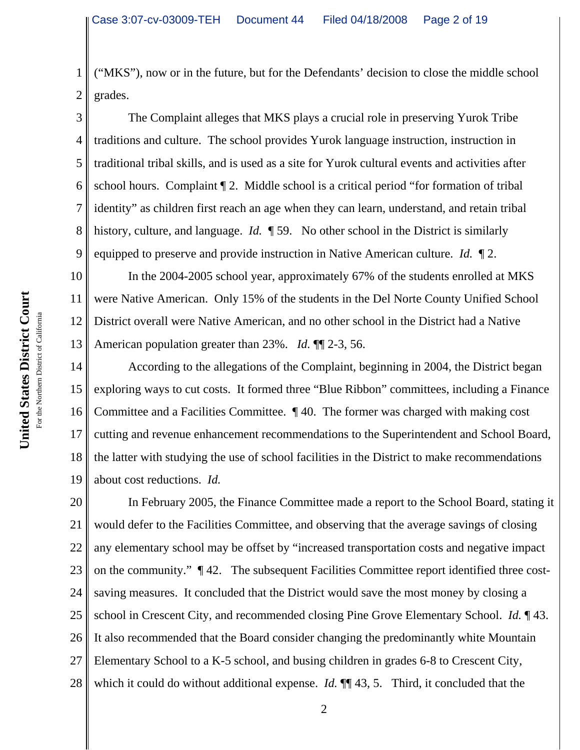("MKS"), now or in the future, but for the Defendants' decision to close the middle school grades.

The Complaint alleges that MKS plays a crucial role in preserving Yurok Tribe traditions and culture. The school provides Yurok language instruction, instruction in traditional tribal skills, and is used as a site for Yurok cultural events and activities after school hours. Complaint ¶ 2. Middle school is a critical period "for formation of tribal identity" as children first reach an age when they can learn, understand, and retain tribal history, culture, and language. *Id.* ¶ 59. No other school in the District is similarly equipped to preserve and provide instruction in Native American culture. *Id.* ¶ 2.

In the 2004-2005 school year, approximately 67% of the students enrolled at MKS were Native American. Only 15% of the students in the Del Norte County Unified School District overall were Native American, and no other school in the District had a Native American population greater than 23%. *Id.* ¶¶ 2-3, 56.

According to the allegations of the Complaint, beginning in 2004, the District began exploring ways to cut costs. It formed three "Blue Ribbon" committees, including a Finance Committee and a Facilities Committee. ¶ 40. The former was charged with making cost cutting and revenue enhancement recommendations to the Superintendent and School Board, the latter with studying the use of school facilities in the District to make recommendations about cost reductions. *Id.*

In February 2005, the Finance Committee made a report to the School Board, stating it would defer to the Facilities Committee, and observing that the average savings of closing any elementary school may be offset by "increased transportation costs and negative impact on the community." ¶ 42. The subsequent Facilities Committee report identified three cost-saving measures. It concluded that the District would save the most money by closing a school in Crescent City, and recommended closing Pine Grove Elementary School. *Id.* ¶ 43. It also recommended that the Board consider changing the predominantly white Mountain Elementary School to a K-5 school, and busing children in grades 6-8 to Crescent City, which it could do without additional expense. *Id.* ¶¶ 43, 5. Third, it concluded that the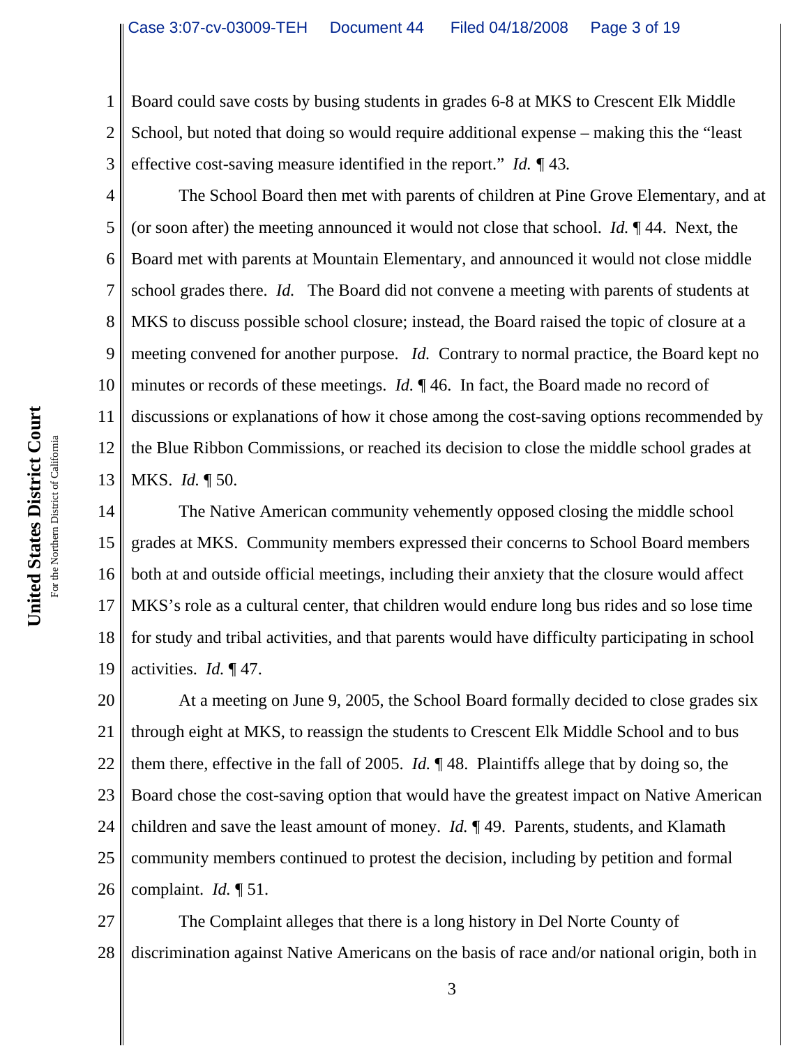Board could save costs by busing students in grades 6-8 at MKS to Crescent Elk Middle School, but noted that doing so would require additional expense – making this the "least effective cost-saving measure identified in the report." *Id.* ¶ 43.

The School Board then met with parents of children at Pine Grove Elementary, and at (or soon after) the meeting announced it would not close that school. *Id.* ¶ 44. Next, the Board met with parents at Mountain Elementary, and announced it would not close middle school grades there. *Id.* The Board did not convene a meeting with parents of students at MKS to discuss possible school closure; instead, the Board raised the topic of closure at a meeting convened for another purpose. *Id.* Contrary to normal practice, the Board kept no minutes or records of these meetings. *Id.* ¶ 46. In fact, the Board made no record of discussions or explanations of how it chose among the cost-saving options recommended by the Blue Ribbon Commissions, or reached its decision to close the middle school grades at MKS. *Id.* ¶ 50.

The Native American community vehemently opposed closing the middle school grades at MKS. Community members expressed their concerns to School Board members both at and outside official meetings, including their anxiety that the closure would affect MKS's role as a cultural center, that children would endure long bus rides and so lose time for study and tribal activities, and that parents would have difficulty participating in school activities. *Id.* ¶ 47.

At a meeting on June 9, 2005, the School Board formally decided to close grades six through eight at MKS, to reassign the students to Crescent Elk Middle School and to bus them there, effective in the fall of 2005. *Id.* ¶ 48. Plaintiffs allege that by doing so, the Board chose the cost-saving option that would have the greatest impact on Native American children and save the least amount of money. *Id.* ¶ 49. Parents, students, and Klamath community members continued to protest the decision, including by petition and formal complaint. *Id.* ¶ 51.

The Complaint alleges that there is a long history in Del Norte County of discrimination against Native Americans on the basis of race and/or national origin, both in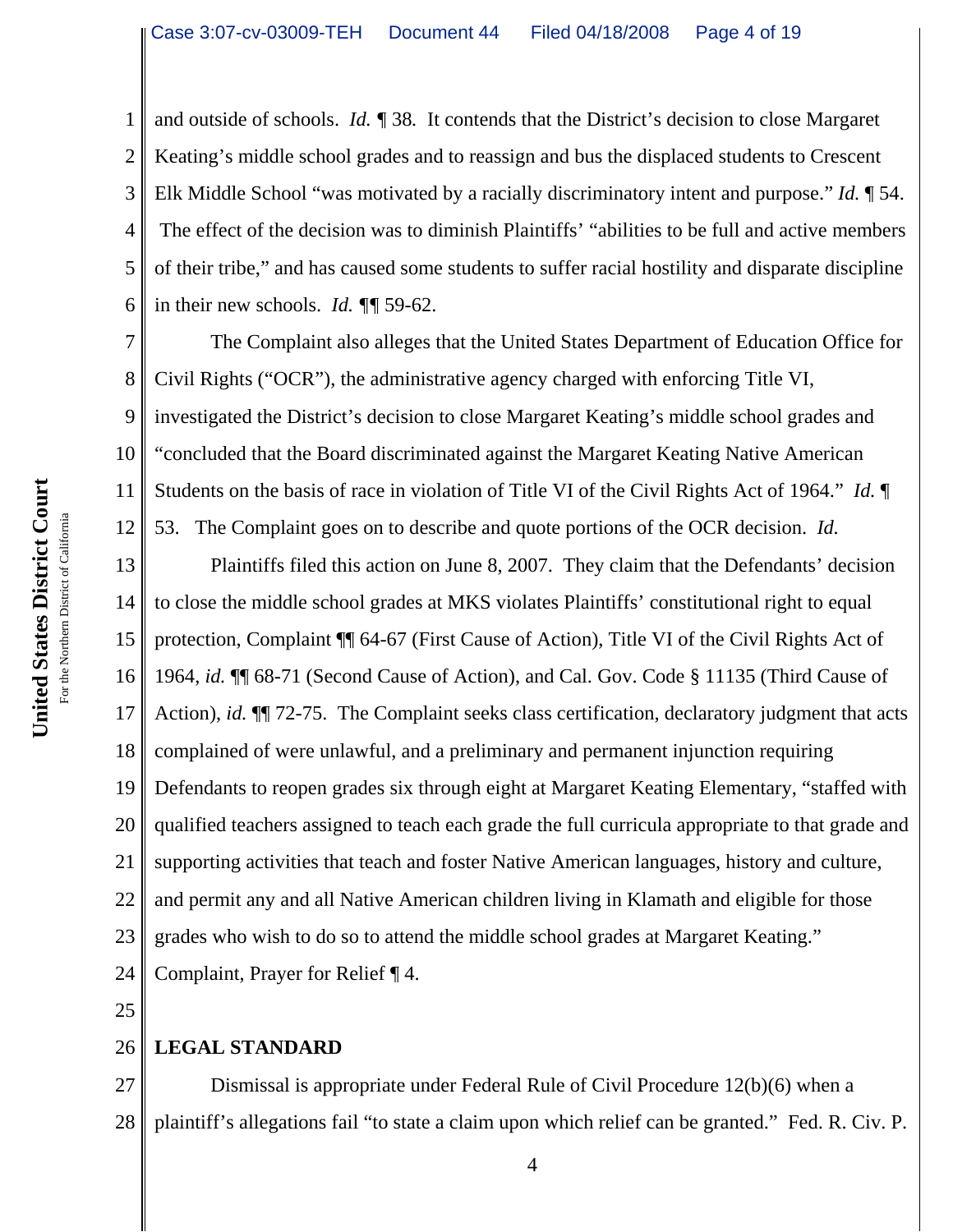and outside of schools. *Id.* ¶ 38. It contends that the District's decision to close Margaret Keating's middle school grades and to reassign and bus the displaced students to Crescent Elk Middle School "was motivated by a racially discriminatory intent and purpose." *Id.* ¶ 54. The effect of the decision was to diminish Plaintiffs' "abilities to be full and active members of their tribe," and has caused some students to suffer racial hostility and disparate discipline in their new schools. *Id.* ¶¶ 59-62.

The Complaint also alleges that the United States Department of Education Office for Civil Rights ("OCR"), the administrative agency charged with enforcing Title VI, investigated the District's decision to close Margaret Keating's middle school grades and "concluded that the Board discriminated against the Margaret Keating Native American Students on the basis of race in violation of Title VI of the Civil Rights Act of 1964." *Id.* ¶ 53. The Complaint goes on to describe and quote portions of the OCR decision. *Id.*

Plaintiffs filed this action on June 8, 2007. They claim that the Defendants' decision to close the middle school grades at MKS violates Plaintiffs' constitutional right to equal protection, Complaint ¶¶ 64-67 (First Cause of Action), Title VI of the Civil Rights Act of 1964, *id.* ¶¶ 68-71 (Second Cause of Action), and Cal. Gov. Code § 11135 (Third Cause of Action), *id.* ¶¶ 72-75. The Complaint seeks class certification, declaratory judgment that acts complained of were unlawful, and a preliminary and permanent injunction requiring Defendants to reopen grades six through eight at Margaret Keating Elementary, "staffed with qualified teachers assigned to teach each grade the full curricula appropriate to that grade and supporting activities that teach and foster Native American languages, history and culture, and permit any and all Native American children living in Klamath and eligible for those grades who wish to do so to attend the middle school grades at Margaret Keating." Complaint, Prayer for Relief ¶ 4.

## LEGAL STANDARD

Dismissal is appropriate under Federal Rule of Civil Procedure 12(b)(6) when a plaintiff's allegations fail "to state a claim upon which relief can be granted." Fed. R. Civ. P.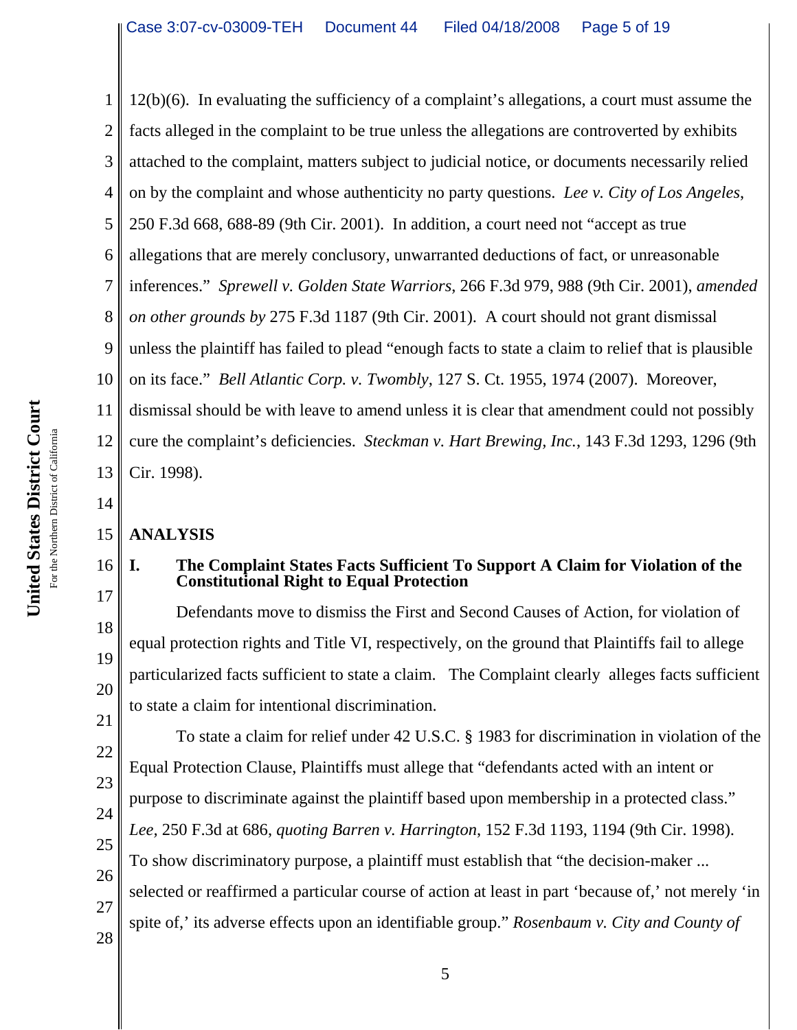12(b)(6). In evaluating the sufficiency of a complaint's allegations, a court must assume the facts alleged in the complaint to be true unless the allegations are controverted by exhibits attached to the complaint, matters subject to judicial notice, or documents necessarily relied on by the complaint and whose authenticity no party questions. *Lee v. City of Los Angeles*, 250 F.3d 668, 688-89 (9th Cir. 2001). In addition, a court need not "accept as true allegations that are merely conclusory, unwarranted deductions of fact, or unreasonable inferences." *Sprewell v. Golden State Warriors*, 266 F.3d 979, 988 (9th Cir. 2001), *amended on other grounds by* 275 F.3d 1187 (9th Cir. 2001). A court should not grant dismissal unless the plaintiff has failed to plead "enough facts to state a claim to relief that is plausible on its face." *Bell Atlantic Corp. v. Twombly*, 127 S. Ct. 1955, 1974 (2007). Moreover, dismissal should be with leave to amend unless it is clear that amendment could not possibly cure the complaint's deficiencies. *Steckman v. Hart Brewing, Inc.*, 143 F.3d 1293, 1296 (9th Cir. 1998).

## ANALYSIS

### I. The Complaint States Facts Sufficient To Support A Claim for Violation of the Constitutional Right to Equal Protection

Defendants move to dismiss the First and Second Causes of Action, for violation of equal protection rights and Title VI, respectively, on the ground that Plaintiffs fail to allege particularized facts sufficient to state a claim. The Complaint clearly alleges facts sufficient to state a claim for intentional discrimination.

To state a claim for relief under 42 U.S.C. § 1983 for discrimination in violation of the Equal Protection Clause, Plaintiffs must allege that "defendants acted with an intent or purpose to discriminate against the plaintiff based upon membership in a protected class." *Lee*, 250 F.3d at 686, *quoting Barren v. Harrington*, 152 F.3d 1193, 1194 (9th Cir. 1998). To show discriminatory purpose, a plaintiff must establish that "the decision-maker ... selected or reaffirmed a particular course of action at least in part 'because of,' not merely 'in spite of,' its adverse effects upon an identifiable group." *Rosenbaum v. City and County of*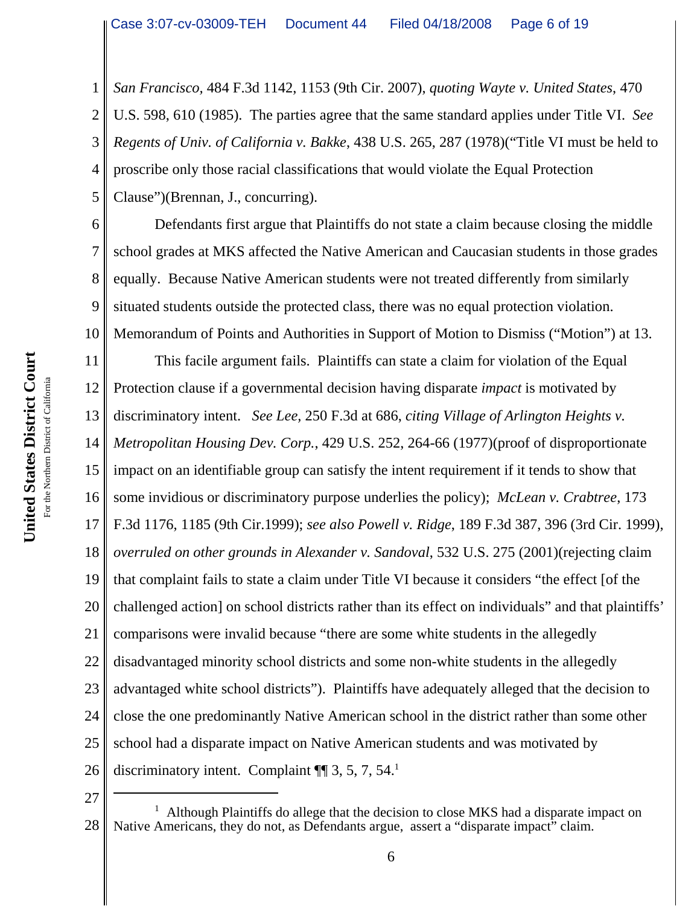*San Francisco*, 484 F.3d 1142, 1153 (9th Cir. 2007), *quoting Wayte v. United States*, 470 U.S. 598, 610 (1985). The parties agree that the same standard applies under Title VI. *See Regents of Univ. of California v. Bakke*, 438 U.S. 265, 287 (1978)("Title VI must be held to proscribe only those racial classifications that would violate the Equal Protection Clause")(Brennan, J., concurring).

Defendants first argue that Plaintiffs do not state a claim because closing the middle school grades at MKS affected the Native American and Caucasian students in those grades equally. Because Native American students were not treated differently from similarly situated students outside the protected class, there was no equal protection violation. Memorandum of Points and Authorities in Support of Motion to Dismiss ("Motion") at 13.

This facile argument fails. Plaintiffs can state a claim for violation of the Equal Protection clause if a governmental decision having disparate *impact* is motivated by discriminatory intent. *See Lee,* 250 F.3d at 686, *citing Village of Arlington Heights v. Metropolitan Housing Dev. Corp.*, 429 U.S. 252, 264-66 (1977)(proof of disproportionate impact on an identifiable group can satisfy the intent requirement if it tends to show that some invidious or discriminatory purpose underlies the policy); *McLean v. Crabtree*, 173 F.3d 1176, 1185 (9th Cir.1999); *see also Powell v. Ridge*, 189 F.3d 387, 396 (3rd Cir. 1999), *overruled on other grounds in Alexander v. Sandoval*, 532 U.S. 275 (2001)(rejecting claim that complaint fails to state a claim under Title VI because it considers "the effect [of the challenged action] on school districts rather than its effect on individuals" and that plaintiffs' comparisons were invalid because "there are some white students in the allegedly disadvantaged minority school districts and some non-white students in the allegedly advantaged white school districts"). Plaintiffs have adequately alleged that the decision to close the one predominantly Native American school in the district rather than some other school had a disparate impact on Native American students and was motivated by discriminatory intent. Complaint ¶¶ 3, 5, 7, 54.[1]

---

[1] Although Plaintiffs do allege that the decision to close MKS had a disparate impact on Native Americans, they do not, as Defendants argue, assert a "disparate impact" claim.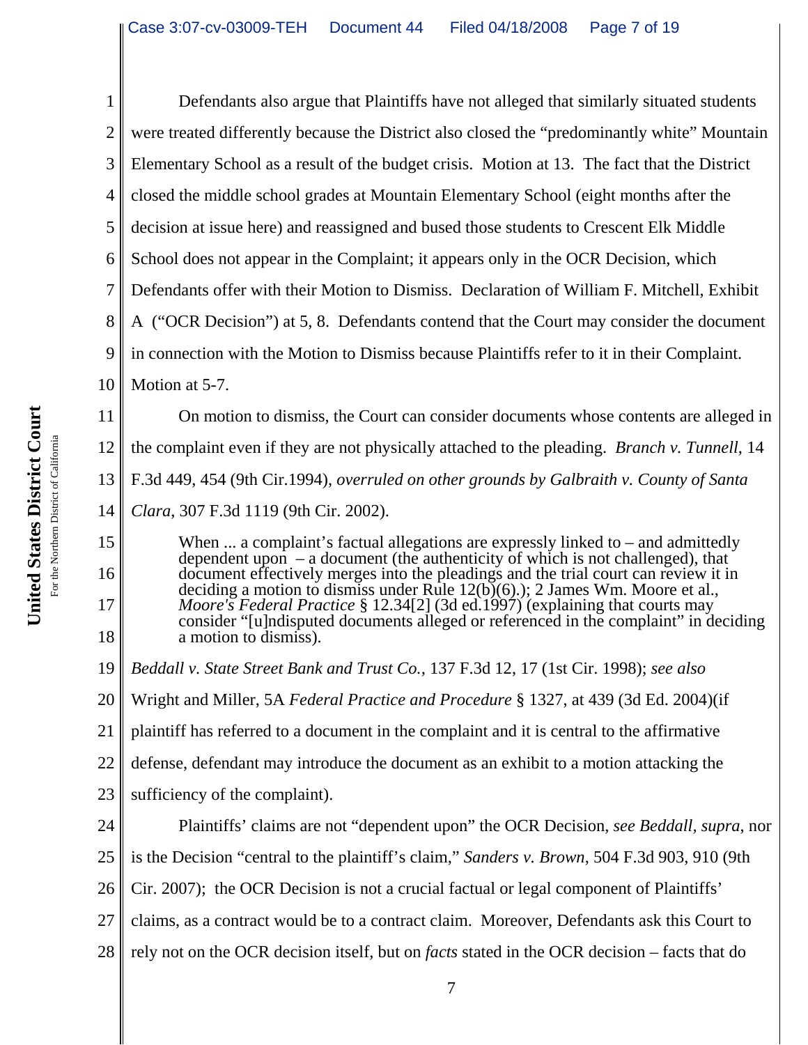Defendants also argue that Plaintiffs have not alleged that similarly situated students were treated differently because the District also closed the "predominantly white" Mountain Elementary School as a result of the budget crisis. Motion at 13. The fact that the District closed the middle school grades at Mountain Elementary School (eight months after the decision at issue here) and reassigned and bused those students to Crescent Elk Middle School does not appear in the Complaint; it appears only in the OCR Decision, which Defendants offer with their Motion to Dismiss. Declaration of William F. Mitchell, Exhibit A ("OCR Decision") at 5, 8. Defendants contend that the Court may consider the document in connection with the Motion to Dismiss because Plaintiffs refer to it in their Complaint. Motion at 5-7.

On motion to dismiss, the Court can consider documents whose contents are alleged in the complaint even if they are not physically attached to the pleading. *Branch v. Tunnell*, 14 F.3d 449, 454 (9th Cir.1994), *overruled on other grounds by Galbraith v. County of Santa Clara*, 307 F.3d 1119 (9th Cir. 2002).

> When ... a complaint's factual allegations are expressly linked to – and admittedly dependent upon – a document (the authenticity of which is not challenged), that document effectively merges into the pleadings and the trial court can review it in deciding a motion to dismiss under Rule 12(b)(6).); 2 James Wm. Moore et al., *Moore's Federal Practice* § 12.34[2] (3d ed.1997) (explaining that courts may consider "[u]ndisputed documents alleged or referenced in the complaint" in deciding a motion to dismiss).

*Beddall v. State Street Bank and Trust Co.*, 137 F.3d 12, 17 (1st Cir. 1998); *see also* Wright and Miller, 5A *Federal Practice and Procedure* § 1327, at 439 (3d Ed. 2004)(if plaintiff has referred to a document in the complaint and it is central to the affirmative defense, defendant may introduce the document as an exhibit to a motion attacking the sufficiency of the complaint).

Plaintiffs' claims are not "dependent upon" the OCR Decision, *see Beddall, supra*, nor is the Decision "central to the plaintiff's claim," *Sanders v. Brown*, 504 F.3d 903, 910 (9th Cir. 2007); the OCR Decision is not a crucial factual or legal component of Plaintiffs' claims, as a contract would be to a contract claim. Moreover, Defendants ask this Court to rely not on the OCR decision itself, but on *facts* stated in the OCR decision – facts that do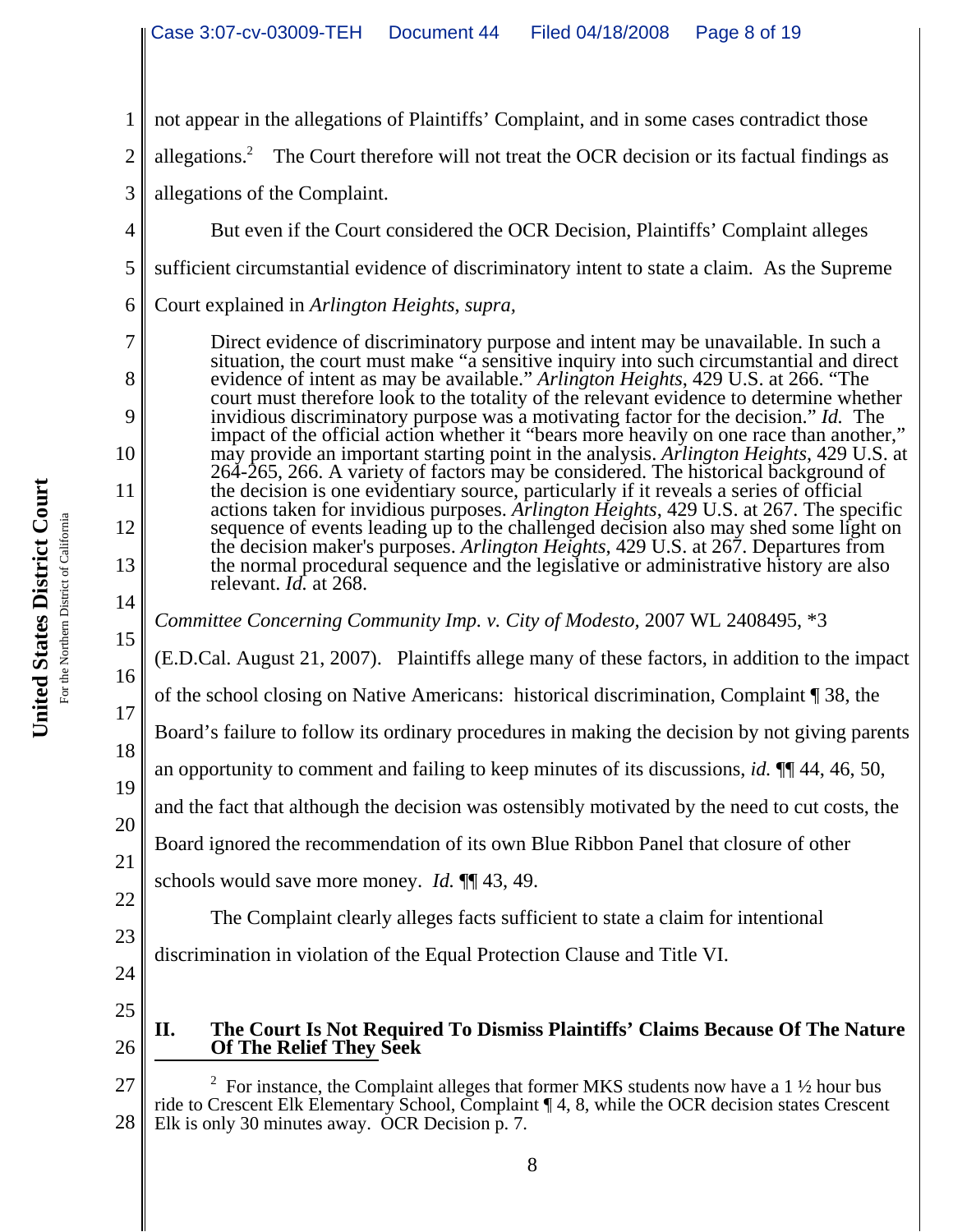not appear in the allegations of Plaintiffs' Complaint, and in some cases contradict those allegations.[2] The Court therefore will not treat the OCR decision or its factual findings as allegations of the Complaint.

But even if the Court considered the OCR Decision, Plaintiffs' Complaint alleges sufficient circumstantial evidence of discriminatory intent to state a claim. As the Supreme Court explained in *Arlington Heights*, *supra,*

> Direct evidence of discriminatory purpose and intent may be unavailable. In such a situation, the court must make "a sensitive inquiry into such circumstantial and direct evidence of intent as may be available." *Arlington Heights*, 429 U.S. at 266. "The court must therefore look to the totality of the relevant evidence to determine whether invidious discriminatory purpose was a motivating factor for the decision." *Id.* The impact of the official action whether it "bears more heavily on one race than another," may provide an important starting point in the analysis. *Arlington Heights*, 429 U.S. at 264-265, 266. A variety of factors may be considered. The historical background of the decision is one evidentiary source, particularly if it reveals a series of official actions taken for invidious purposes. *Arlington Heights*, 429 U.S. at 267. The specific sequence of events leading up to the challenged decision also may shed some light on the decision maker's purposes. *Arlington Heights*, 429 U.S. at 267. Departures from the normal procedural sequence and the legislative or administrative history are also relevant. *Id.* at 268.

*Committee Concerning Community Imp. v. City of Modesto,* 2007 WL 2408495, *3 (E.D.Cal. August 21, 2007). Plaintiffs allege many of these factors, in addition to the impact of the school closing on Native Americans: historical discrimination, Complaint ¶ 38, the Board's failure to follow its ordinary procedures in making the decision by not giving parents an opportunity to comment and failing to keep minutes of its discussions, *id.* ¶¶ 44, 46, 50, and the fact that although the decision was ostensibly motivated by the need to cut costs, the Board ignored the recommendation of its own Blue Ribbon Panel that closure of other schools would save more money. *Id.* ¶¶ 43, 49.

The Complaint clearly alleges facts sufficient to state a claim for intentional discrimination in violation of the Equal Protection Clause and Title VI.

## II. The Court Is Not Required To Dismiss Plaintiffs' Claims Because Of The Nature Of The Relief They Seek

---

[2] For instance, the Complaint alleges that former MKS students now have a 1 ½ hour bus ride to Crescent Elk Elementary School, Complaint ¶ 4, 8, while the OCR decision states Crescent Elk is only 30 minutes away. OCR Decision p. 7.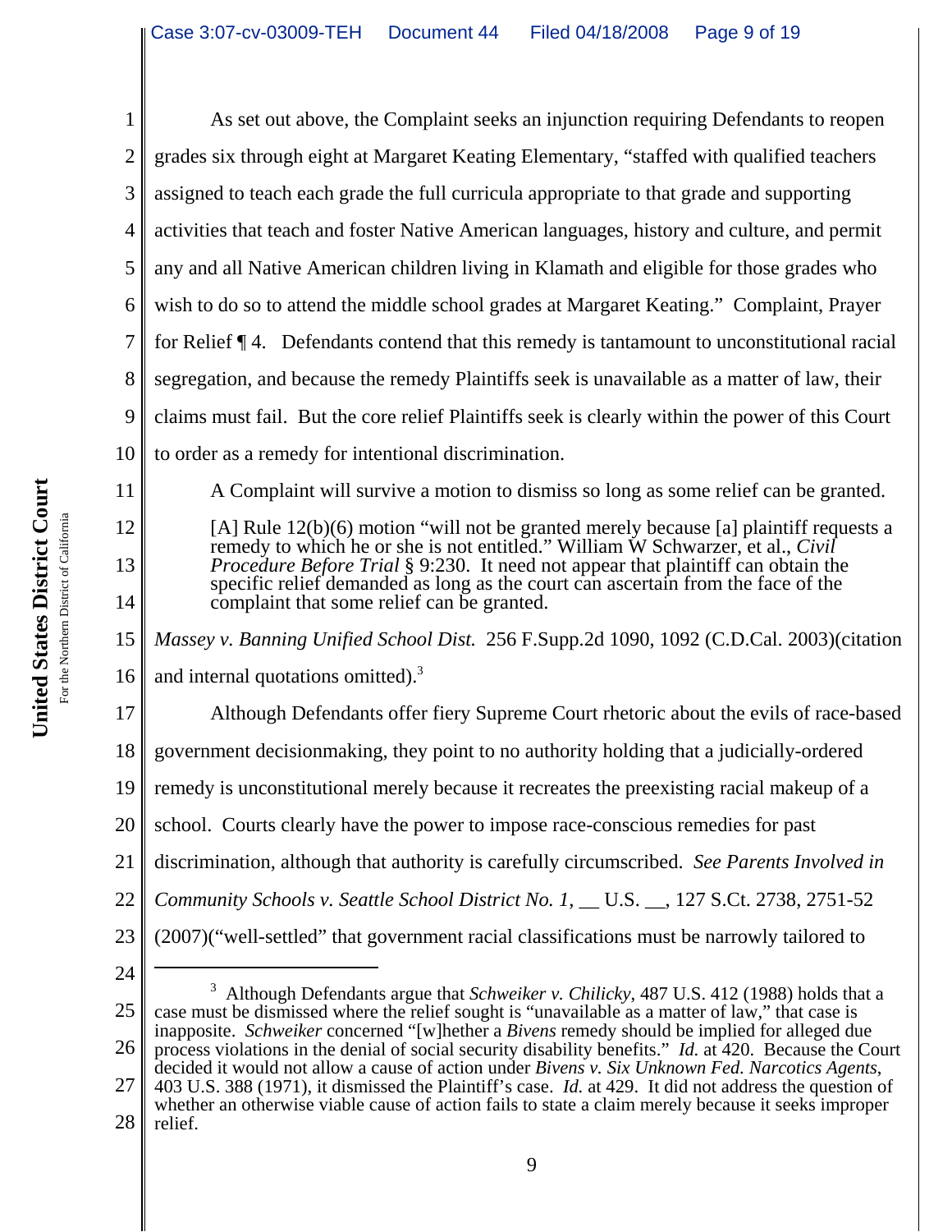As set out above, the Complaint seeks an injunction requiring Defendants to reopen grades six through eight at Margaret Keating Elementary, "staffed with qualified teachers assigned to teach each grade the full curricula appropriate to that grade and supporting activities that teach and foster Native American languages, history and culture, and permit any and all Native American children living in Klamath and eligible for those grades who wish to do so to attend the middle school grades at Margaret Keating." Complaint, Prayer for Relief ¶ 4. Defendants contend that this remedy is tantamount to unconstitutional racial segregation, and because the remedy Plaintiffs seek is unavailable as a matter of law, their claims must fail. But the core relief Plaintiffs seek is clearly within the power of this Court to order as a remedy for intentional discrimination.

A Complaint will survive a motion to dismiss so long as some relief can be granted.

> [A] Rule 12(b)(6) motion "will not be granted merely because [a] plaintiff requests a remedy to which he or she is not entitled." William W Schwarzer, et al., *Civil Procedure Before Trial* § 9:230. It need not appear that plaintiff can obtain the specific relief demanded as long as the court can ascertain from the face of the complaint that some relief can be granted.

*Massey v. Banning Unified School Dist.* 256 F.Supp.2d 1090, 1092 (C.D.Cal. 2003)(citation and internal quotations omitted).[3]

Although Defendants offer fiery Supreme Court rhetoric about the evils of race-based government decisionmaking, they point to no authority holding that a judicially-ordered remedy is unconstitutional merely because it recreates the preexisting racial makeup of a school. Courts clearly have the power to impose race-conscious remedies for past discrimination, although that authority is carefully circumscribed. *See Parents Involved in Community Schools v. Seattle School District No. 1,* __ U.S. __, 127 S.Ct. 2738, 2751-52 (2007)("well-settled" that government racial classifications must be narrowly tailored to

---

[3] Although Defendants argue that *Schweiker v. Chilicky*, 487 U.S. 412 (1988) holds that a case must be dismissed where the relief sought is "unavailable as a matter of law," that case is inapposite. *Schweiker* concerned "[w]hether a *Bivens* remedy should be implied for alleged due process violations in the denial of social security disability benefits." *Id.* at 420. Because the Court decided it would not allow a cause of action under *Bivens v. Six Unknown Fed. Narcotics Agents*, 403 U.S. 388 (1971), it dismissed the Plaintiff's case. *Id.* at 429. It did not address the question of whether an otherwise viable cause of action fails to state a claim merely because it seeks improper relief.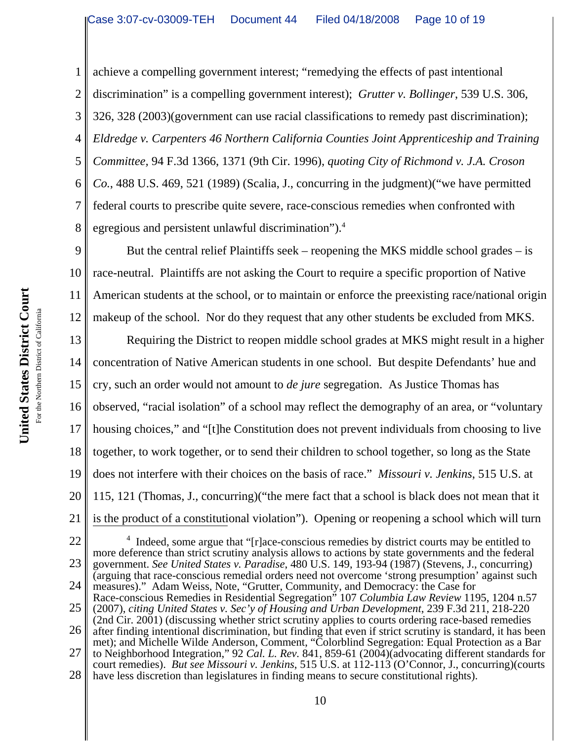achieve a compelling government interest; "remedying the effects of past intentional discrimination" is a compelling government interest); *Grutter v. Bollinger*, 539 U.S. 306, 326, 328 (2003)(government can use racial classifications to remedy past discrimination); *Eldredge v. Carpenters 46 Northern California Counties Joint Apprenticeship and Training Committee*, 94 F.3d 1366, 1371 (9th Cir. 1996), *quoting City of Richmond v. J.A. Croson Co.*, 488 U.S. 469, 521 (1989) (Scalia, J., concurring in the judgment)("we have permitted federal courts to prescribe quite severe, race-conscious remedies when confronted with egregious and persistent unlawful discrimination").[4]

But the central relief Plaintiffs seek – reopening the MKS middle school grades – is race-neutral. Plaintiffs are not asking the Court to require a specific proportion of Native American students at the school, or to maintain or enforce the preexisting race/national origin makeup of the school. Nor do they request that any other students be excluded from MKS.

Requiring the District to reopen middle school grades at MKS might result in a higher concentration of Native American students in one school. But despite Defendants' hue and cry, such an order would not amount to *de jure* segregation. As Justice Thomas has observed, "racial isolation" of a school may reflect the demography of an area, or "voluntary housing choices," and "[t]he Constitution does not prevent individuals from choosing to live together, to work together, or to send their children to school together, so long as the State does not interfere with their choices on the basis of race." *Missouri v. Jenkins*, 515 U.S. at 115, 121 (Thomas, J., concurring)("the mere fact that a school is black does not mean that it is the product of a constitutional violation"). Opening or reopening a school which will turn

[4] Indeed, some argue that "[r]ace-conscious remedies by district courts may be entitled to more deference than strict scrutiny analysis allows to actions by state governments and the federal government. *See United States v. Paradise*, 480 U.S. 149, 193-94 (1987) (Stevens, J., concurring) (arguing that race-conscious remedial orders need not overcome 'strong presumption' against such measures)." Adam Weiss, Note, "Grutter, Community, and Democracy: the Case for Race-conscious Remedies in Residential Segregation" 107 *Columbia Law Review* 1195, 1204 n.57 (2007), *citing United States v. Sec'y of Housing and Urban Development*, 239 F.3d 211, 218-220 (2nd Cir. 2001) (discussing whether strict scrutiny applies to courts ordering race-based remedies after finding intentional discrimination, but finding that even if strict scrutiny is standard, it has been met); and Michelle Wilde Anderson, Comment, "Colorblind Segregation: Equal Protection as a Bar to Neighborhood Integration," 92 *Cal. L. Rev.* 841, 859-61 (2004)(advocating different standards for court remedies). *But see Missouri v. Jenkins*, 515 U.S. at 112-113 (O'Connor, J., concurring)(courts have less discretion than legislatures in finding means to secure constitutional rights).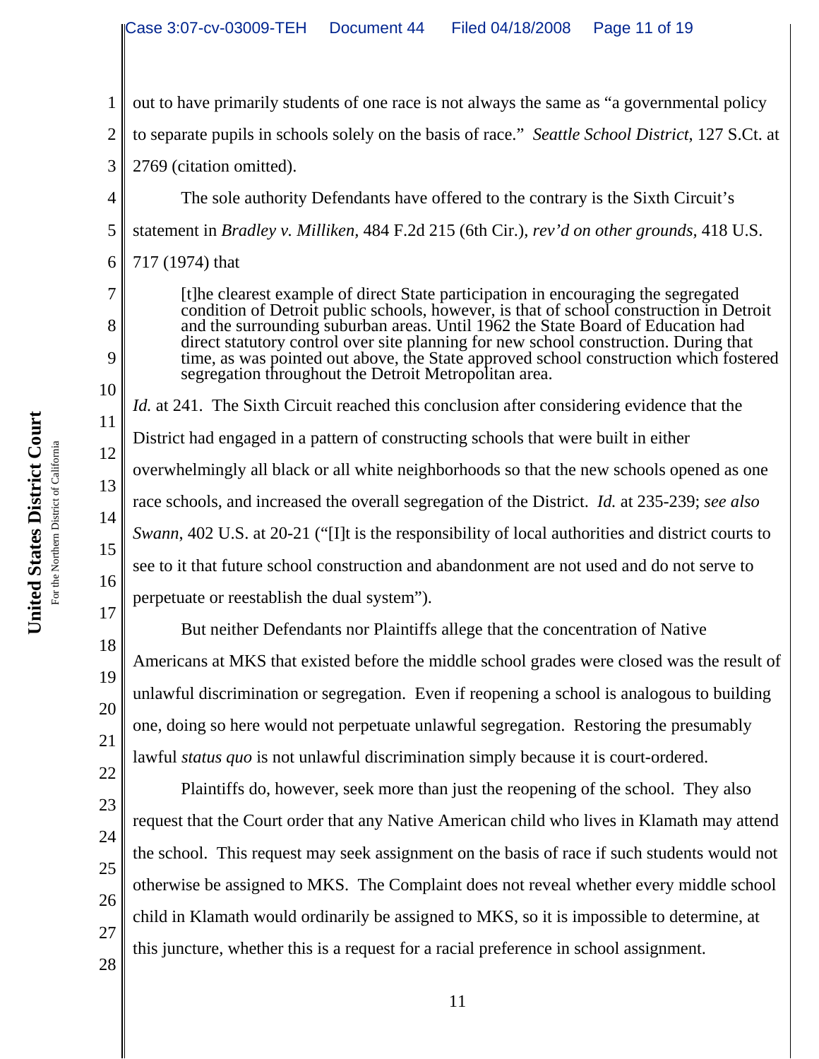out to have primarily students of one race is not always the same as "a governmental policy to separate pupils in schools solely on the basis of race." *Seattle School District*, 127 S.Ct. at 2769 (citation omitted).

The sole authority Defendants have offered to the contrary is the Sixth Circuit's statement in *Bradley v. Milliken*, 484 F.2d 215 (6th Cir.), *rev'd on other grounds*, 418 U.S. 717 (1974) that

> [t]he clearest example of direct State participation in encouraging the segregated condition of Detroit public schools, however, is that of school construction in Detroit and the surrounding suburban areas. Until 1962 the State Board of Education had direct statutory control over site planning for new school construction. During that time, as was pointed out above, the State approved school construction which fostered segregation throughout the Detroit Metropolitan area.

*Id.* at 241. The Sixth Circuit reached this conclusion after considering evidence that the District had engaged in a pattern of constructing schools that were built in either overwhelmingly all black or all white neighborhoods so that the new schools opened as one race schools, and increased the overall segregation of the District. *Id.* at 235-239; *see also Swann*, 402 U.S. at 20-21 ("[I]t is the responsibility of local authorities and district courts to see to it that future school construction and abandonment are not used and do not serve to perpetuate or reestablish the dual system").

But neither Defendants nor Plaintiffs allege that the concentration of Native Americans at MKS that existed before the middle school grades were closed was the result of unlawful discrimination or segregation. Even if reopening a school is analogous to building one, doing so here would not perpetuate unlawful segregation. Restoring the presumably lawful *status quo* is not unlawful discrimination simply because it is court-ordered.

Plaintiffs do, however, seek more than just the reopening of the school. They also request that the Court order that any Native American child who lives in Klamath may attend the school. This request may seek assignment on the basis of race if such students would not otherwise be assigned to MKS. The Complaint does not reveal whether every middle school child in Klamath would ordinarily be assigned to MKS, so it is impossible to determine, at this juncture, whether this is a request for a racial preference in school assignment.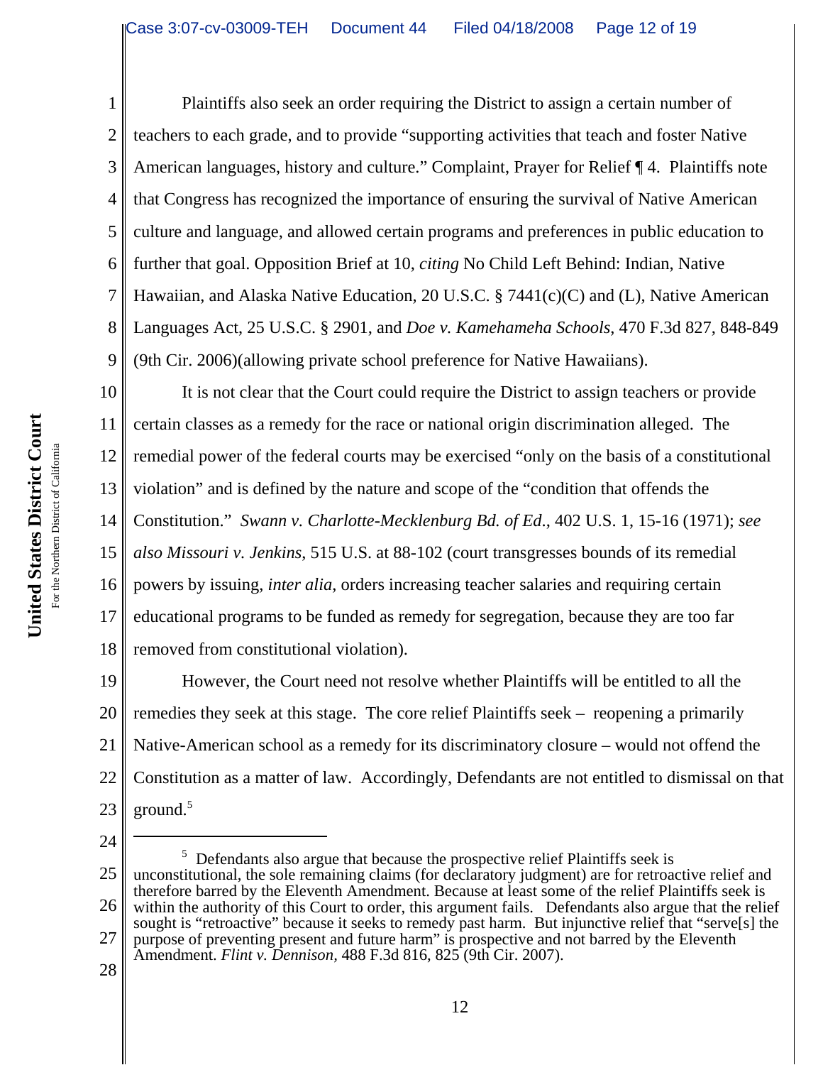Plaintiffs also seek an order requiring the District to assign a certain number of teachers to each grade, and to provide "supporting activities that teach and foster Native American languages, history and culture." Complaint, Prayer for Relief ¶ 4. Plaintiffs note that Congress has recognized the importance of ensuring the survival of Native American culture and language, and allowed certain programs and preferences in public education to further that goal. Opposition Brief at 10, *citing* No Child Left Behind: Indian, Native Hawaiian, and Alaska Native Education, 20 U.S.C. § 7441(c)(C) and (L), Native American Languages Act, 25 U.S.C. § 2901, and *Doe v. Kamehameha Schools*, 470 F.3d 827, 848-849 (9th Cir. 2006)(allowing private school preference for Native Hawaiians).

It is not clear that the Court could require the District to assign teachers or provide certain classes as a remedy for the race or national origin discrimination alleged. The remedial power of the federal courts may be exercised "only on the basis of a constitutional violation" and is defined by the nature and scope of the "condition that offends the Constitution." *Swann v. Charlotte-Mecklenburg Bd. of Ed*., 402 U.S. 1, 15-16 (1971); *see also Missouri v. Jenkins*, 515 U.S. at 88-102 (court transgresses bounds of its remedial powers by issuing, *inter alia*, orders increasing teacher salaries and requiring certain educational programs to be funded as remedy for segregation, because they are too far removed from constitutional violation).

However, the Court need not resolve whether Plaintiffs will be entitled to all the remedies they seek at this stage. The core relief Plaintiffs seek – reopening a primarily Native-American school as a remedy for its discriminatory closure – would not offend the Constitution as a matter of law. Accordingly, Defendants are not entitled to dismissal on that ground.[5]

---

[5] Defendants also argue that because the prospective relief Plaintiffs seek is unconstitutional, the sole remaining claims (for declaratory judgment) are for retroactive relief and therefore barred by the Eleventh Amendment. Because at least some of the relief Plaintiffs seek is within the authority of this Court to order, this argument fails. Defendants also argue that the relief sought is "retroactive" because it seeks to remedy past harm. But injunctive relief that "serve[s] the purpose of preventing present and future harm" is prospective and not barred by the Eleventh Amendment. *Flint v. Dennison*, 488 F.3d 816, 825 (9th Cir. 2007).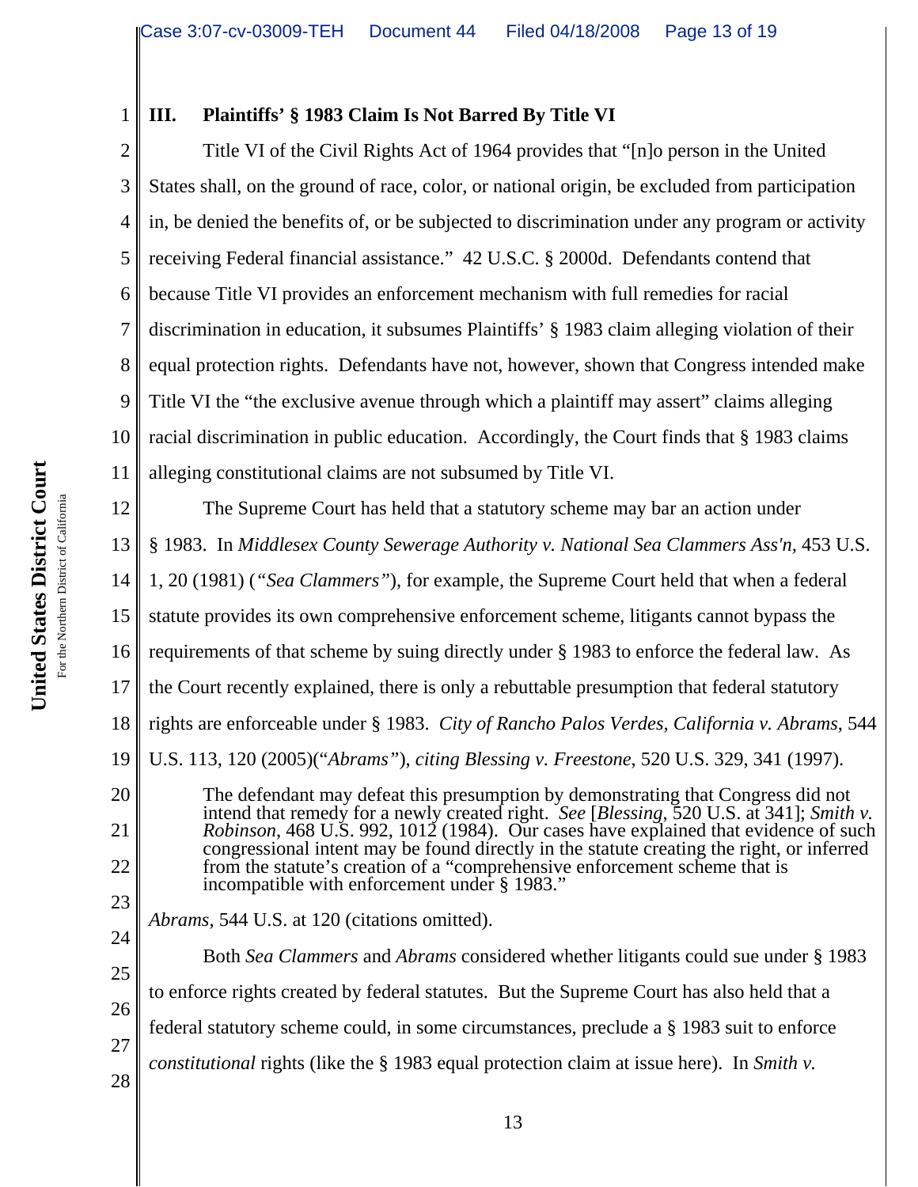### III. Plaintiffs' § 1983 Claim Is Not Barred By Title VI

Title VI of the Civil Rights Act of 1964 provides that "[n]o person in the United States shall, on the ground of race, color, or national origin, be excluded from participation in, be denied the benefits of, or be subjected to discrimination under any program or activity receiving Federal financial assistance." 42 U.S.C. § 2000d. Defendants contend that because Title VI provides an enforcement mechanism with full remedies for racial discrimination in education, it subsumes Plaintiffs' § 1983 claim alleging violation of their equal protection rights. Defendants have not, however, shown that Congress intended make Title VI the "the exclusive avenue through which a plaintiff may assert" claims alleging racial discrimination in public education. Accordingly, the Court finds that § 1983 claims alleging constitutional claims are not subsumed by Title VI.

The Supreme Court has held that a statutory scheme may bar an action under § 1983. In *Middlesex County Sewerage Authority v. National Sea Clammers Ass'n*, 453 U.S. 1, 20 (1981) (*"Sea Clammers"*), for example, the Supreme Court held that when a federal statute provides its own comprehensive enforcement scheme, litigants cannot bypass the requirements of that scheme by suing directly under § 1983 to enforce the federal law. As the Court recently explained, there is only a rebuttable presumption that federal statutory rights are enforceable under § 1983. *City of Rancho Palos Verdes, California v. Abrams*, 544 U.S. 113, 120 (2005)("*Abrams"*), *citing Blessing v. Freestone*, 520 U.S. 329, 341 (1997).

> The defendant may defeat this presumption by demonstrating that Congress did not intend that remedy for a newly created right. *See* [*Blessing*, 520 U.S. at 341]; *Smith v. Robinson*, 468 U.S. 992, 1012 (1984). Our cases have explained that evidence of such congressional intent may be found directly in the statute creating the right, or inferred from the statute's creation of a "comprehensive enforcement scheme that is incompatible with enforcement under § 1983."

*Abrams*, 544 U.S. at 120 (citations omitted).

Both *Sea Clammers* and *Abrams* considered whether litigants could sue under § 1983 to enforce rights created by federal statutes. But the Supreme Court has also held that a federal statutory scheme could, in some circumstances, preclude a § 1983 suit to enforce *constitutional* rights (like the § 1983 equal protection claim at issue here). In *Smith v.*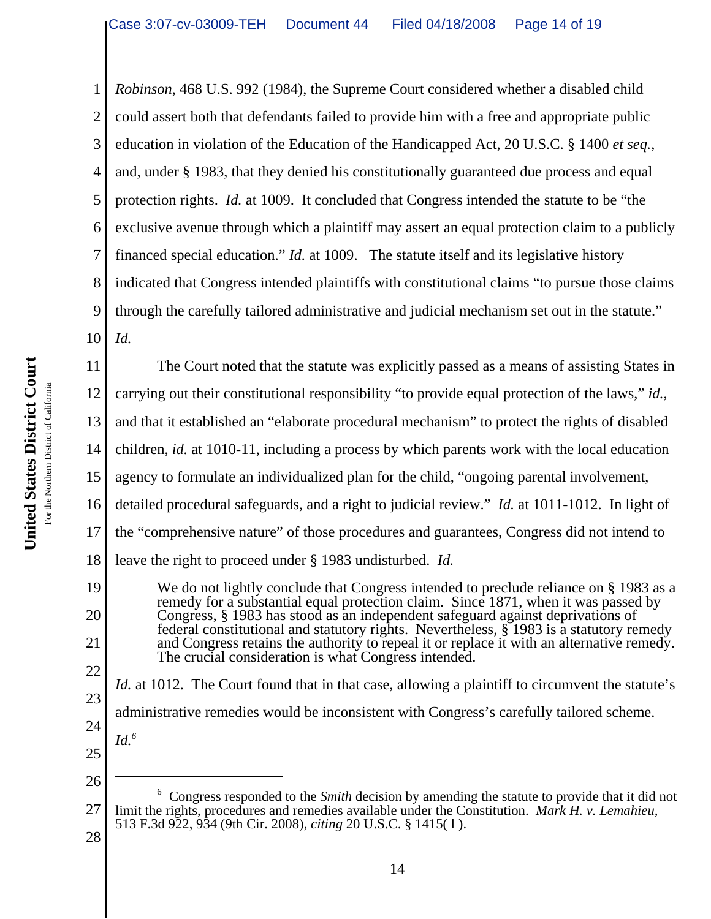*Robinson*, 468 U.S. 992 (1984), the Supreme Court considered whether a disabled child could assert both that defendants failed to provide him with a free and appropriate public education in violation of the Education of the Handicapped Act, 20 U.S.C. § 1400 *et seq.*, and, under § 1983, that they denied his constitutionally guaranteed due process and equal protection rights. *Id.* at 1009. It concluded that Congress intended the statute to be "the exclusive avenue through which a plaintiff may assert an equal protection claim to a publicly financed special education." *Id.* at 1009. The statute itself and its legislative history indicated that Congress intended plaintiffs with constitutional claims "to pursue those claims through the carefully tailored administrative and judicial mechanism set out in the statute." *Id.*

The Court noted that the statute was explicitly passed as a means of assisting States in carrying out their constitutional responsibility "to provide equal protection of the laws," *id.*, and that it established an "elaborate procedural mechanism" to protect the rights of disabled children, *id.* at 1010-11, including a process by which parents work with the local education agency to formulate an individualized plan for the child, "ongoing parental involvement, detailed procedural safeguards, and a right to judicial review." *Id.* at 1011-1012. In light of the "comprehensive nature" of those procedures and guarantees, Congress did not intend to leave the right to proceed under § 1983 undisturbed. *Id.*

> We do not lightly conclude that Congress intended to preclude reliance on § 1983 as a remedy for a substantial equal protection claim. Since 1871, when it was passed by Congress, § 1983 has stood as an independent safeguard against deprivations of federal constitutional and statutory rights. Nevertheless, § 1983 is a statutory remedy and Congress retains the authority to repeal it or replace it with an alternative remedy. The crucial consideration is what Congress intended.

*Id.* at 1012. The Court found that in that case, allowing a plaintiff to circumvent the statute's administrative remedies would be inconsistent with Congress's carefully tailored scheme. *Id.*[6]

---

[6] Congress responded to the *Smith* decision by amending the statute to provide that it did not limit the rights, procedures and remedies available under the Constitution. *Mark H. v. Lemahieu,* 513 F.3d 922, 934 (9th Cir. 2008), *citing* 20 U.S.C. § 1415( l ).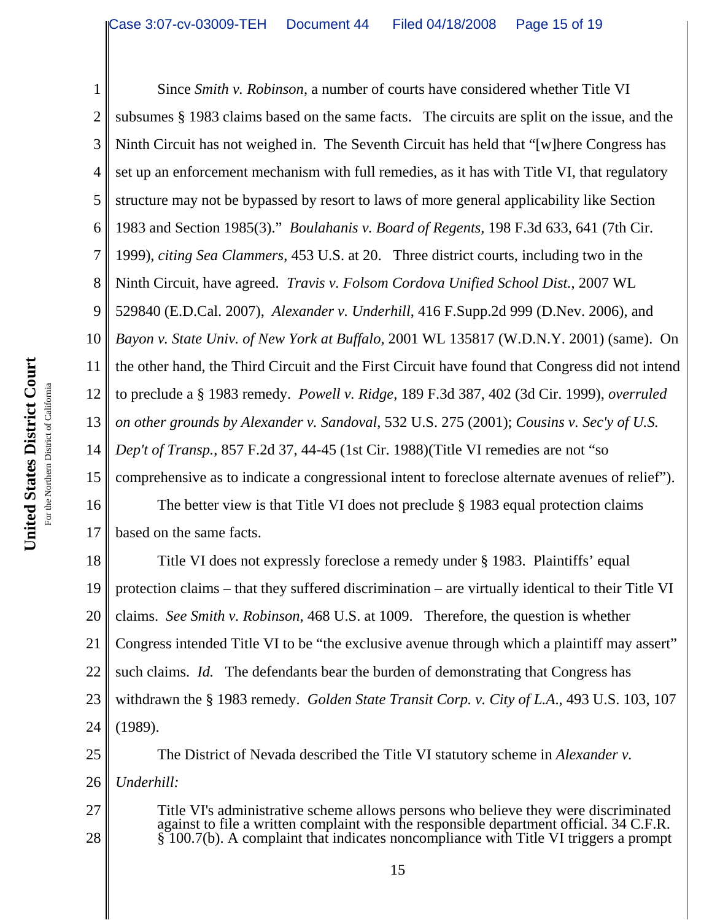Since *Smith v. Robinson*, a number of courts have considered whether Title VI subsumes § 1983 claims based on the same facts. The circuits are split on the issue, and the Ninth Circuit has not weighed in. The Seventh Circuit has held that "[w]here Congress has set up an enforcement mechanism with full remedies, as it has with Title VI, that regulatory structure may not be bypassed by resort to laws of more general applicability like Section 1983 and Section 1985(3)." *Boulahanis v. Board of Regents*, 198 F.3d 633, 641 (7th Cir. 1999), *citing Sea Clammers*, 453 U.S. at 20. Three district courts, including two in the Ninth Circuit, have agreed. *Travis v. Folsom Cordova Unified School Dist.*, 2007 WL 529840 (E.D.Cal. 2007), *Alexander v. Underhill*, 416 F.Supp.2d 999 (D.Nev. 2006), and *Bayon v. State Univ. of New York at Buffalo*, 2001 WL 135817 (W.D.N.Y. 2001) (same). On the other hand, the Third Circuit and the First Circuit have found that Congress did not intend to preclude a § 1983 remedy. *Powell v. Ridge*, 189 F.3d 387, 402 (3d Cir. 1999), *overruled on other grounds by Alexander v. Sandoval*, 532 U.S. 275 (2001); *Cousins v. Sec'y of U.S. Dep't of Transp.*, 857 F.2d 37, 44-45 (1st Cir. 1988)(Title VI remedies are not "so comprehensive as to indicate a congressional intent to foreclose alternate avenues of relief").

The better view is that Title VI does not preclude § 1983 equal protection claims based on the same facts.

Title VI does not expressly foreclose a remedy under § 1983. Plaintiffs' equal protection claims – that they suffered discrimination – are virtually identical to their Title VI claims. *See Smith v. Robinson*, 468 U.S. at 1009. Therefore, the question is whether Congress intended Title VI to be "the exclusive avenue through which a plaintiff may assert" such claims. *Id.* The defendants bear the burden of demonstrating that Congress has withdrawn the § 1983 remedy. *Golden State Transit Corp. v. City of L.A.*, 493 U.S. 103, 107 (1989).

The District of Nevada described the Title VI statutory scheme in *Alexander v. Underhill:*

> Title VI's administrative scheme allows persons who believe they were discriminated against to file a written complaint with the responsible department official. 34 C.F.R. § 100.7(b). A complaint that indicates noncompliance with Title VI triggers a prompt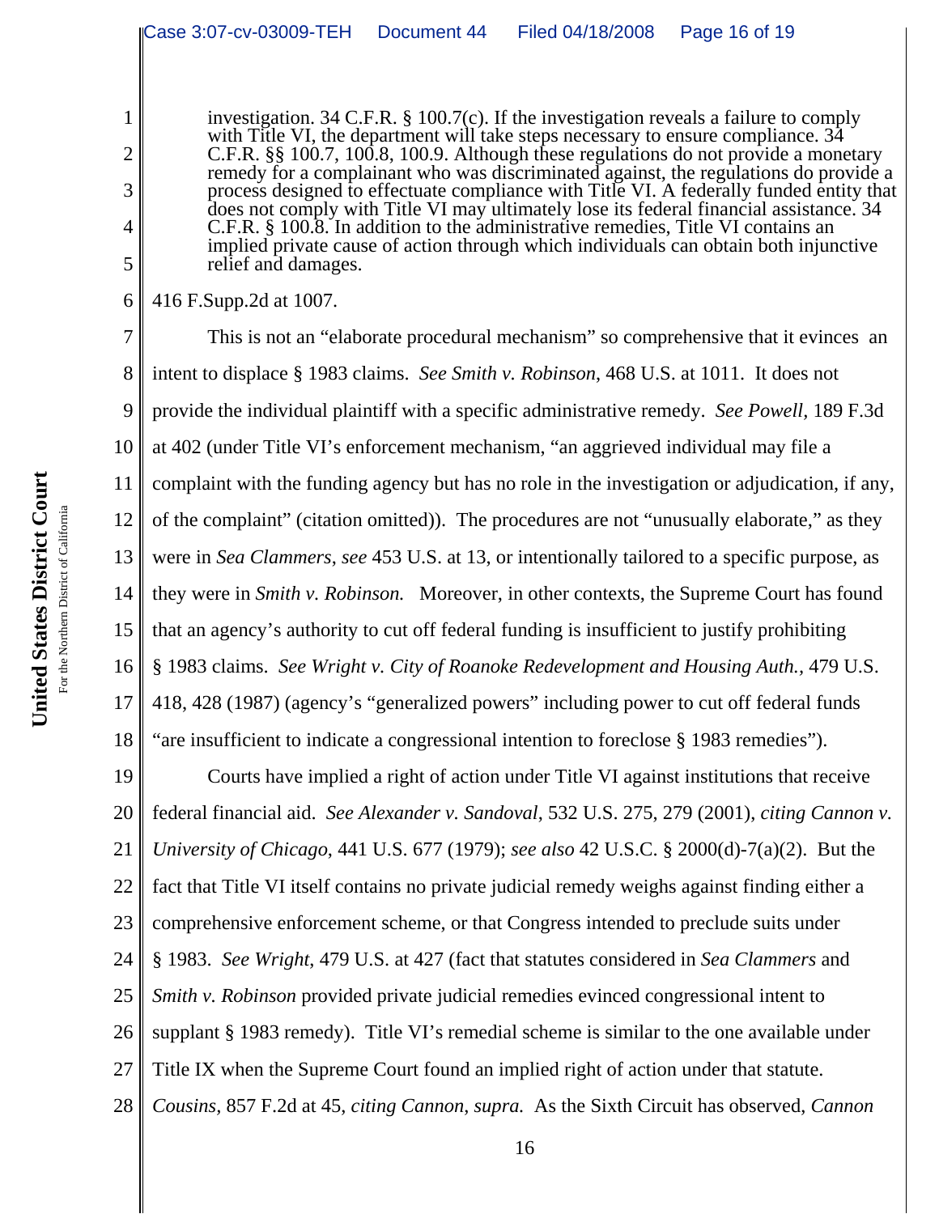> investigation. 34 C.F.R. § 100.7(c). If the investigation reveals a failure to comply with Title VI, the department will take steps necessary to ensure compliance. 34 C.F.R. §§ 100.7, 100.8, 100.9. Although these regulations do not provide a monetary remedy for a complainant who was discriminated against, the regulations do provide a process designed to effectuate compliance with Title VI. A federally funded entity that does not comply with Title VI may ultimately lose its federal financial assistance. 34 C.F.R. § 100.8. In addition to the administrative remedies, Title VI contains an implied private cause of action through which individuals can obtain both injunctive relief and damages.

416 F.Supp.2d at 1007.

This is not an "elaborate procedural mechanism" so comprehensive that it evinces an intent to displace § 1983 claims. *See Smith v. Robinson*, 468 U.S. at 1011. It does not provide the individual plaintiff with a specific administrative remedy. *See Powell*, 189 F.3d at 402 (under Title VI's enforcement mechanism, "an aggrieved individual may file a complaint with the funding agency but has no role in the investigation or adjudication, if any, of the complaint" (citation omitted)). The procedures are not "unusually elaborate," as they were in *Sea Clammers*, *see* 453 U.S. at 13, or intentionally tailored to a specific purpose, as they were in *Smith v. Robinson.* Moreover, in other contexts, the Supreme Court has found that an agency's authority to cut off federal funding is insufficient to justify prohibiting § 1983 claims. *See Wright v. City of Roanoke Redevelopment and Housing Auth.*, 479 U.S. 418, 428 (1987) (agency's "generalized powers" including power to cut off federal funds "are insufficient to indicate a congressional intention to foreclose § 1983 remedies").

Courts have implied a right of action under Title VI against institutions that receive federal financial aid. *See Alexander v. Sandoval*, 532 U.S. 275, 279 (2001), *citing Cannon v. University of Chicago*, 441 U.S. 677 (1979); *see also* 42 U.S.C. § 2000(d)-7(a)(2). But the fact that Title VI itself contains no private judicial remedy weighs against finding either a comprehensive enforcement scheme, or that Congress intended to preclude suits under § 1983. *See Wright*, 479 U.S. at 427 (fact that statutes considered in *Sea Clammers* and *Smith v. Robinson* provided private judicial remedies evinced congressional intent to supplant § 1983 remedy). Title VI's remedial scheme is similar to the one available under Title IX when the Supreme Court found an implied right of action under that statute. *Cousins*, 857 F.2d at 45, *citing Cannon*, *supra.* As the Sixth Circuit has observed, *Cannon*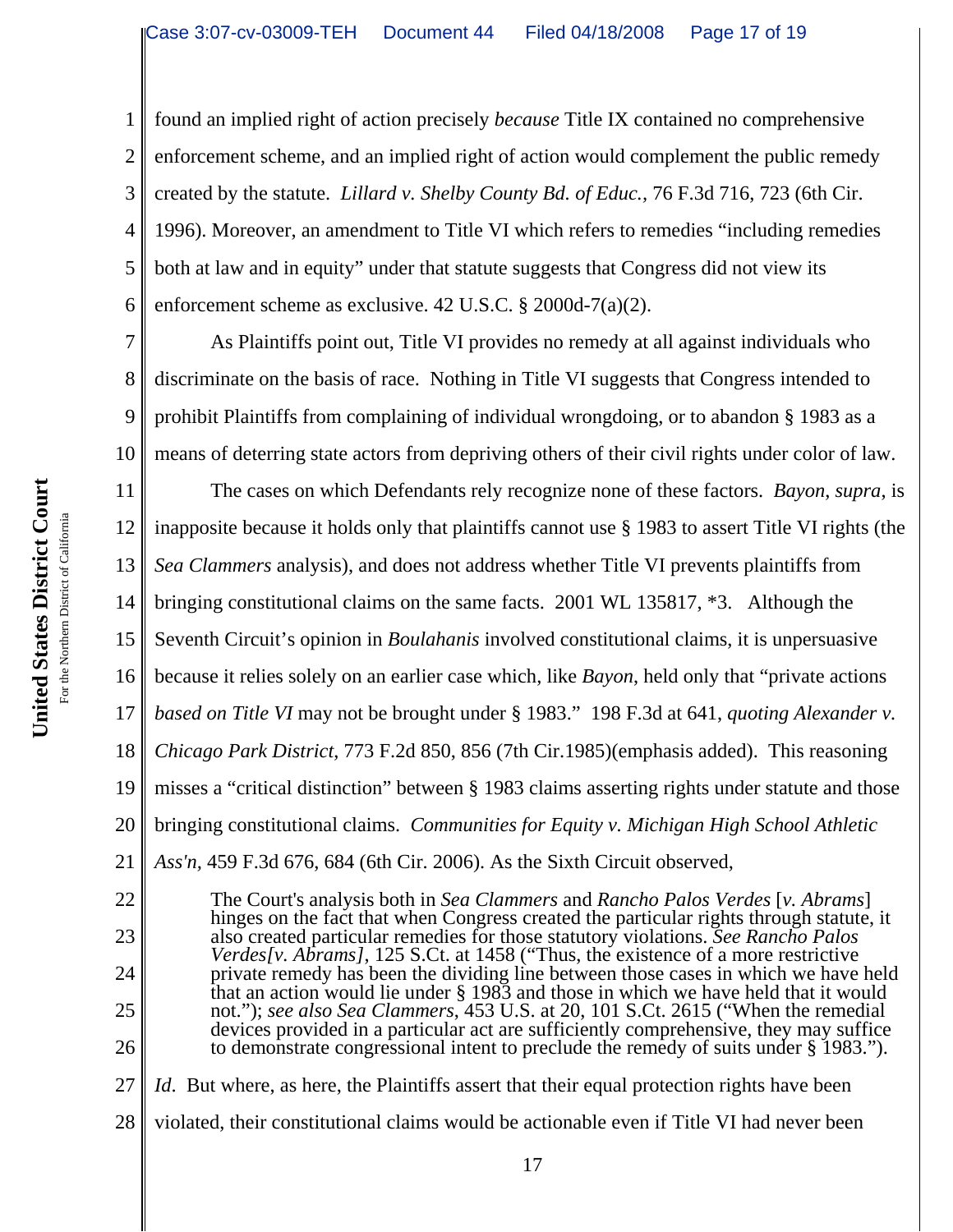found an implied right of action precisely *because* Title IX contained no comprehensive enforcement scheme, and an implied right of action would complement the public remedy created by the statute. *Lillard v. Shelby County Bd. of Educ.*, 76 F.3d 716, 723 (6th Cir. 1996). Moreover, an amendment to Title VI which refers to remedies "including remedies both at law and in equity" under that statute suggests that Congress did not view its enforcement scheme as exclusive. 42 U.S.C. § 2000d-7(a)(2).

As Plaintiffs point out, Title VI provides no remedy at all against individuals who discriminate on the basis of race. Nothing in Title VI suggests that Congress intended to prohibit Plaintiffs from complaining of individual wrongdoing, or to abandon § 1983 as a means of deterring state actors from depriving others of their civil rights under color of law.

The cases on which Defendants rely recognize none of these factors. *Bayon*, *supra*, is inapposite because it holds only that plaintiffs cannot use § 1983 to assert Title VI rights (the *Sea Clammers* analysis), and does not address whether Title VI prevents plaintiffs from bringing constitutional claims on the same facts. 2001 WL 135817, *3. Although the Seventh Circuit's opinion in *Boulahanis* involved constitutional claims, it is unpersuasive because it relies solely on an earlier case which, like *Bayon*, held only that "private actions *based on Title VI* may not be brought under § 1983." 198 F.3d at 641, *quoting Alexander v. Chicago Park District*, 773 F.2d 850, 856 (7th Cir.1985)(emphasis added). This reasoning misses a "critical distinction" between § 1983 claims asserting rights under statute and those bringing constitutional claims. *Communities for Equity v. Michigan High School Athletic Ass'n*, 459 F.3d 676, 684 (6th Cir. 2006). As the Sixth Circuit observed,

> The Court's analysis both in *Sea Clammers* and *Rancho Palos Verdes* [*v. Abrams*] hinges on the fact that when Congress created the particular rights through statute, it also created particular remedies for those statutory violations. *See Rancho Palos Verdes[v. Abrams]*, 125 S.Ct. at 1458 ("Thus, the existence of a more restrictive private remedy has been the dividing line between those cases in which we have held that an action would lie under § 1983 and those in which we have held that it would not."); *see also Sea Clammers*, 453 U.S. at 20, 101 S.Ct. 2615 ("When the remedial devices provided in a particular act are sufficiently comprehensive, they may suffice to demonstrate congressional intent to preclude the remedy of suits under § 1983.").

*Id*. But where, as here, the Plaintiffs assert that their equal protection rights have been violated, their constitutional claims would be actionable even if Title VI had never been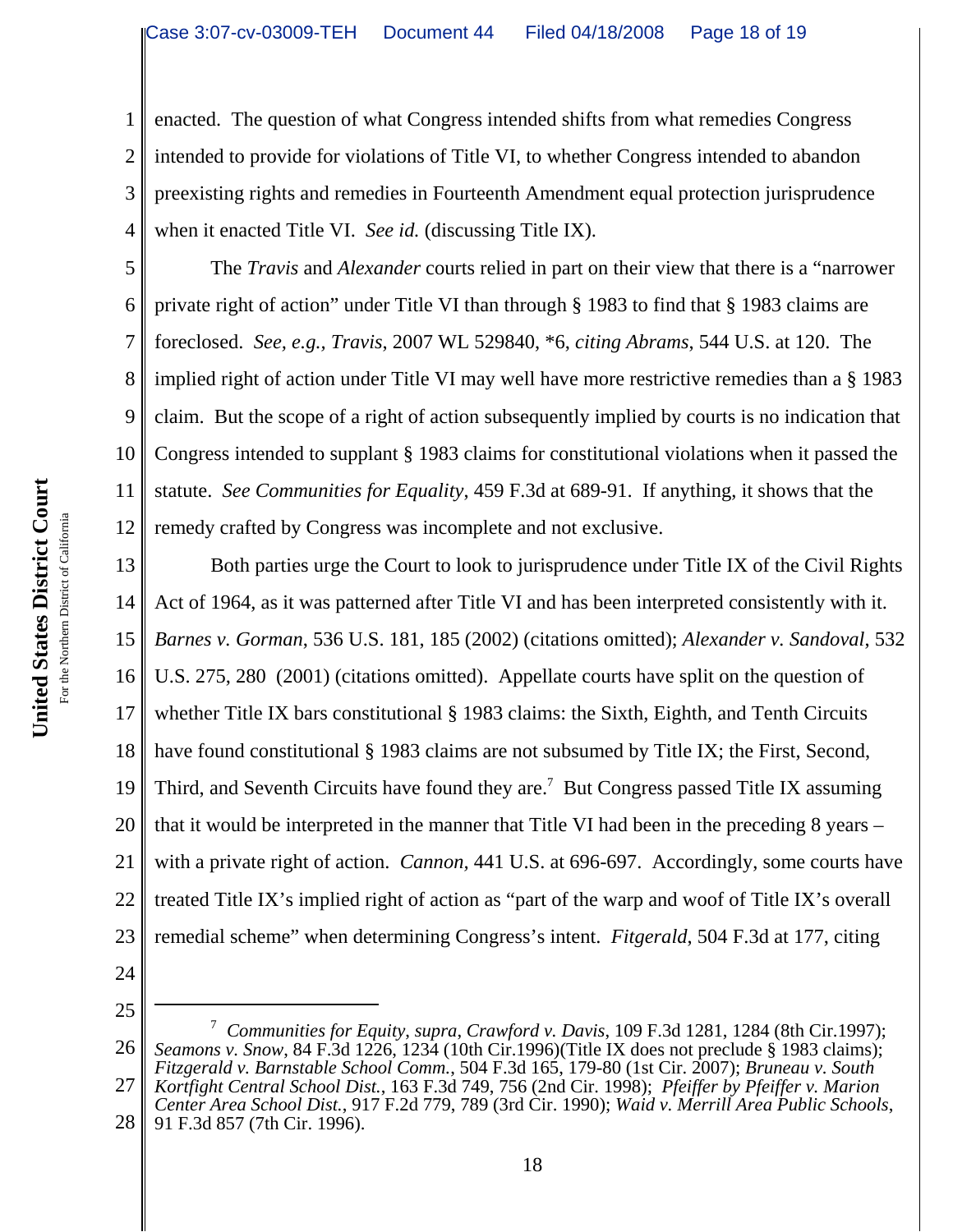enacted. The question of what Congress intended shifts from what remedies Congress intended to provide for violations of Title VI, to whether Congress intended to abandon preexisting rights and remedies in Fourteenth Amendment equal protection jurisprudence when it enacted Title VI. *See id.* (discussing Title IX).

The *Travis* and *Alexander* courts relied in part on their view that there is a "narrower private right of action" under Title VI than through § 1983 to find that § 1983 claims are foreclosed. *See, e.g., Travis*, 2007 WL 529840, *6, *citing Abrams*, 544 U.S. at 120. The implied right of action under Title VI may well have more restrictive remedies than a § 1983 claim. But the scope of a right of action subsequently implied by courts is no indication that Congress intended to supplant § 1983 claims for constitutional violations when it passed the statute. *See Communities for Equality*, 459 F.3d at 689-91. If anything, it shows that the remedy crafted by Congress was incomplete and not exclusive.

Both parties urge the Court to look to jurisprudence under Title IX of the Civil Rights Act of 1964, as it was patterned after Title VI and has been interpreted consistently with it. *Barnes v. Gorman*, 536 U.S. 181, 185 (2002) (citations omitted); *Alexander v. Sandoval*, 532 U.S. 275, 280 (2001) (citations omitted). Appellate courts have split on the question of whether Title IX bars constitutional § 1983 claims: the Sixth, Eighth, and Tenth Circuits have found constitutional § 1983 claims are not subsumed by Title IX; the First, Second, Third, and Seventh Circuits have found they are.[7] But Congress passed Title IX assuming that it would be interpreted in the manner that Title VI had been in the preceding 8 years – with a private right of action. *Cannon*, 441 U.S. at 696-697. Accordingly, some courts have treated Title IX's implied right of action as "part of the warp and woof of Title IX's overall remedial scheme" when determining Congress's intent. *Fitgerald*, 504 F.3d at 177, citing

---

[7] *Communities for Equity*, *supra*, *Crawford v. Davis*, 109 F.3d 1281, 1284 (8th Cir.1997); *Seamons v. Snow*, 84 F.3d 1226, 1234 (10th Cir.1996)(Title IX does not preclude § 1983 claims); *Fitzgerald v. Barnstable School Comm.*, 504 F.3d 165, 179-80 (1st Cir. 2007); *Bruneau v. South Kortfight Central School Dist.*, 163 F.3d 749, 756 (2nd Cir. 1998); *Pfeiffer by Pfeiffer v. Marion Center Area School Dist.*, 917 F.2d 779, 789 (3rd Cir. 1990); *Waid v. Merrill Area Public Schools*, 91 F.3d 857 (7th Cir. 1996).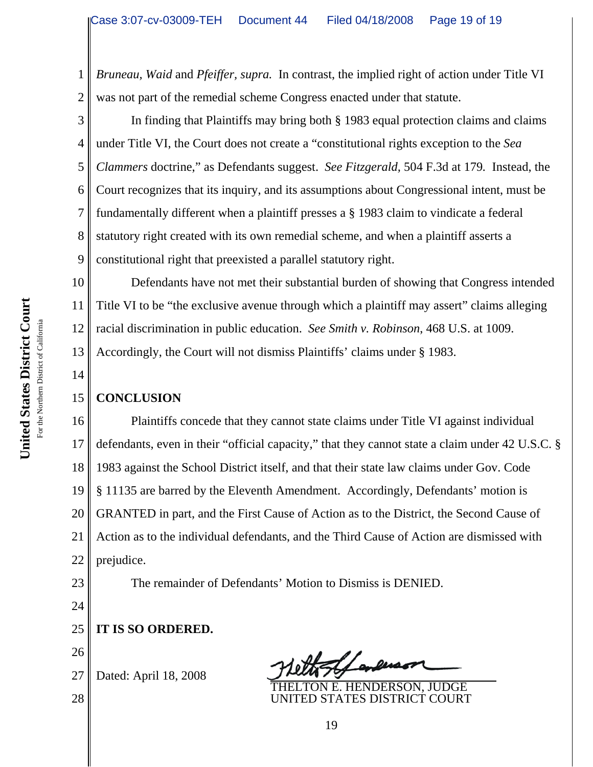*Bruneau, Waid* and *Pfeiffer, supra.* In contrast, the implied right of action under Title VI was not part of the remedial scheme Congress enacted under that statute.

In finding that Plaintiffs may bring both § 1983 equal protection claims and claims under Title VI, the Court does not create a "constitutional rights exception to the *Sea Clammers* doctrine," as Defendants suggest. *See Fitzgerald*, 504 F.3d at 179. Instead, the Court recognizes that its inquiry, and its assumptions about Congressional intent, must be fundamentally different when a plaintiff presses a § 1983 claim to vindicate a federal statutory right created with its own remedial scheme, and when a plaintiff asserts a constitutional right that preexisted a parallel statutory right.

Defendants have not met their substantial burden of showing that Congress intended Title VI to be "the exclusive avenue through which a plaintiff may assert" claims alleging racial discrimination in public education. *See Smith v. Robinson*, 468 U.S. at 1009. Accordingly, the Court will not dismiss Plaintiffs' claims under § 1983.

**CONCLUSION**

Plaintiffs concede that they cannot state claims under Title VI against individual defendants, even in their "official capacity," that they cannot state a claim under 42 U.S.C. § 1983 against the School District itself, and that their state law claims under Gov. Code § 11135 are barred by the Eleventh Amendment. Accordingly, Defendants' motion is GRANTED in part, and the First Cause of Action as to the District, the Second Cause of Action as to the individual defendants, and the Third Cause of Action are dismissed with prejudice.

The remainder of Defendants' Motion to Dismiss is DENIED.

**IT IS SO ORDERED.**

Dated: April 18, 2008

THELTON E. HENDERSON, JUDGE
UNITED STATES DISTRICT COURT